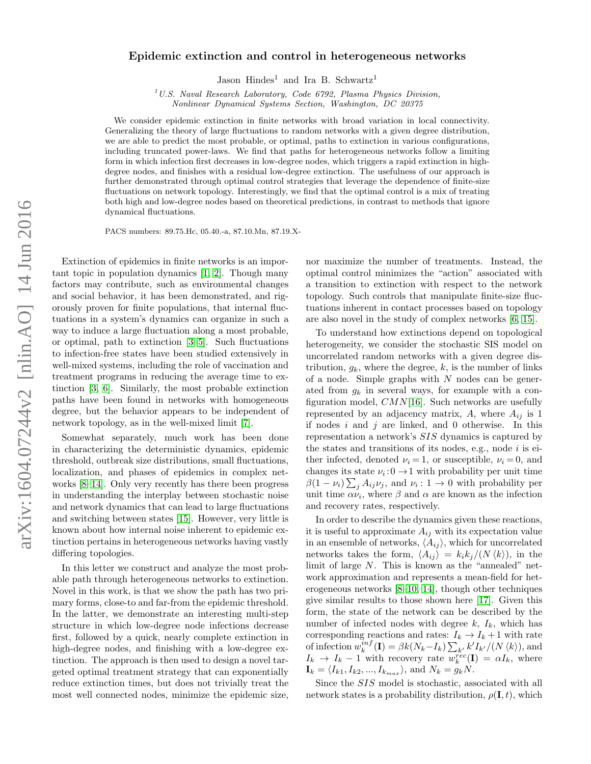# Epidemic extinction and control in heterogeneous networks

Jason Hindes[1] and Ira B. Schwartz[1]

[1] *U.S. Naval Research Laboratory, Code 6792, Plasma Physics Division, Nonlinear Dynamical Systems Section, Washington, DC 20375*

We consider epidemic extinction in finite networks with broad variation in local connectivity. Generalizing the theory of large fluctuations to random networks with a given degree distribution, we are able to predict the most probable, or optimal, paths to extinction in various configurations, including truncated power-laws. We find that paths for heterogeneous networks follow a limiting form in which infection first decreases in low-degree nodes, which triggers a rapid extinction in high-degree nodes, and finishes with a residual low-degree extinction. The usefulness of our approach is further demonstrated through optimal control strategies that leverage the dependence of finite-size fluctuations on network topology. Interestingly, we find that the optimal control is a mix of treating both high and low-degree nodes based on theoretical predictions, in contrast to methods that ignore dynamical fluctuations.

PACS numbers: 89.75.Hc, 05.40.-a, 87.10.Mn, 87.19.X-

Extinction of epidemics in finite networks is an important topic in population dynamics [1, 2]. Though many factors may contribute, such as environmental changes and social behavior, it has been demonstrated, and rigorously proven for finite populations, that internal fluctuations in a system's dynamics can organize in such a way to induce a large fluctuation along a most probable, or optimal, path to extinction [3–5]. Such fluctuations to infection-free states have been studied extensively in well-mixed systems, including the role of vaccination and treatment programs in reducing the average time to extinction [3, 6]. Similarly, the most probable extinction paths have been found in networks with homogeneous degree, but the behavior appears to be independent of network topology, as in the well-mixed limit [7].

Somewhat separately, much work has been done in characterizing the deterministic dynamics, epidemic threshold, outbreak size distributions, small fluctuations, localization, and phases of epidemics in complex networks [8–14]. Only very recently has there been progress in understanding the interplay between stochastic noise and network dynamics that can lead to large fluctuations and switching between states [15]. However, very little is known about how internal noise inherent to epidemic extinction pertains in heterogeneous networks having vastly differing topologies.

In this letter we construct and analyze the most probable path through heterogeneous networks to extinction. Novel in this work, is that we show the path has two primary forms, close-to and far-from the epidemic threshold. In the latter, we demonstrate an interesting multi-step structure in which low-degree node infections decrease first, followed by a quick, nearly complete extinction in high-degree nodes, and finishing with a low-degree extinction. The approach is then used to design a novel targeted optimal treatment strategy that can exponentially reduce extinction times, but does not trivially treat the most well connected nodes, minimize the epidemic size, nor maximize the number of treatments. Instead, the optimal control minimizes the "action" associated with a transition to extinction with respect to the network topology. Such controls that manipulate finite-size fluctuations inherent in contact processes based on topology are also novel in the study of complex networks [6, 15].

To understand how extinctions depend on topological heterogeneity, we consider the stochastic SIS model on uncorrelated random networks with a given degree distribution, $g_k$, where the degree, $k$, is the number of links of a node. Simple graphs with $N$ nodes can be generated from $g_k$ in several ways, for example with a configuration model, $CMN$[16]. Such networks are usefully represented by an adjacency matrix, $A$, where $A_{ij}$ is 1 if nodes $i$ and $j$ are linked, and 0 otherwise. In this representation a network's $SIS$ dynamics is captured by the states and transitions of its nodes, e.g., node $i$ is either infected, denoted $\nu_i = 1$, or susceptible, $\nu_i = 0$, and changes its state $\nu_i : 0 \to 1$ with probability per unit time $\beta(1 - \nu_i) \sum_j A_{ij}\nu_j$, and $\nu_i : 1 \to 0$ with probability per unit time $\alpha\nu_i$, where $\beta$ and $\alpha$ are known as the infection and recovery rates, respectively.

In order to describe the dynamics given these reactions, it is useful to approximate $A_{ij}$ with its expectation value in an ensemble of networks, $\langle A_{ij}\rangle$, which for uncorrelated networks takes the form, $\langle A_{ij}\rangle = k_i k_j/(N\langle k\rangle)$, in the limit of large $N$. This is known as the "annealed" network approximation and represents a mean-field for heterogeneous networks [8–10, 14], though other techniques give similar results to those shown here [17]. Given this form, the state of the network can be described by the number of infected nodes with degree $k$, $I_k$, which has corresponding reactions and rates: $I_k \to I_k + 1$ with rate of infection $w_k^{inf}(\mathbf{I}) = \beta k(N_k - I_k)\sum_{k'} k' I_{k'}/(N\langle k\rangle)$, and $I_k \to I_k - 1$ with recovery rate $w_k^{rec}(\mathbf{I}) = \alpha I_k$, where $\mathbf{I}_k = \langle I_{k1}, I_{k2}, ..., I_{k_{max}}\rangle$, and $N_k = g_k N$.

Since the $SIS$ model is stochastic, associated with all network states is a probability distribution, $\rho(\mathbf{I}, t)$, which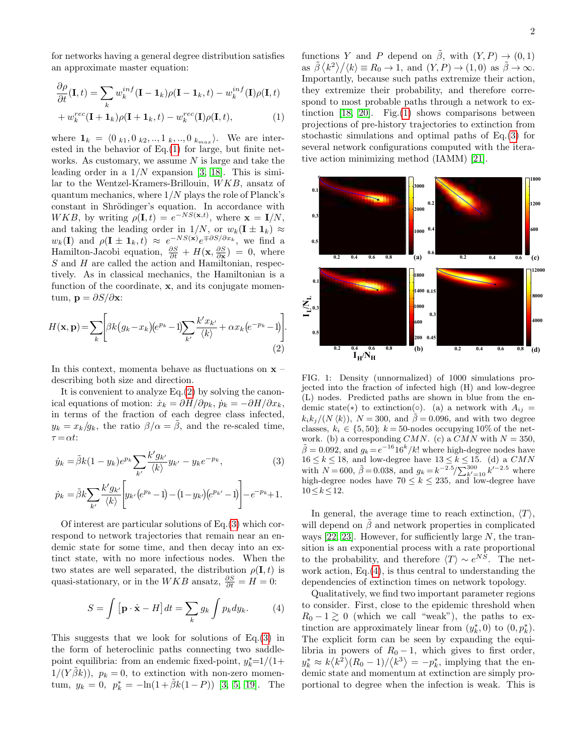for networks having a general degree distribution satisfies an approximate master equation:

$$\frac{\partial \rho}{\partial t}(\mathbf{I},t) = \sum_k w_k^{inf}(\mathbf{I}-\mathbf{1}_k)\rho(\mathbf{I}-\mathbf{1}_k,t) - w_k^{inf}(\mathbf{I})\rho(\mathbf{I},t)$$
$$+ w_k^{rec}(\mathbf{I}+\mathbf{1}_k)\rho(\mathbf{I}+\mathbf{1}_k,t) - w_k^{rec}(\mathbf{I})\rho(\mathbf{I},t), \tag{1}$$

where $\mathbf{1}_k = \langle 0_{\ k1}, 0_{\ k2}, .., 1_{\ k}, .., 0_{\ k_{max}}\rangle$. We are interested in the behavior of Eq.(1) for large, but finite networks. As customary, we assume $N$ is large and take the leading order in a $1/N$ expansion [3, 18]. This is similar to the Wentzel-Kramers-Brillouin, $WKB$, ansatz of quantum mechanics, where $1/N$ plays the role of Planck's constant in Shrödinger's equation. In accordance with $WKB$, by writing $\rho(\mathbf{I},t) = e^{-NS(\mathbf{x},t)}$, where $\mathbf{x} = \mathbf{I}/N$, and taking the leading order in $1/N$, or $w_k(\mathbf{I} \pm \mathbf{1}_k) \approx w_k(\mathbf{I})$ and $\rho(\mathbf{I} \pm \mathbf{1}_k, t) \approx e^{-NS(\mathbf{x})}e^{\mp \partial S/\partial x_k}$, we find a Hamilton-Jacobi equation, $\frac{\partial S}{\partial t} + H(\mathbf{x}, \frac{\partial S}{\partial \mathbf{x}}) = 0$, where $S$ and $H$ are called the action and Hamiltonian, respectively. As in classical mechanics, the Hamiltonian is a function of the coordinate, $\mathbf{x}$, and its conjugate momentum, $\mathbf{p} = \partial S/\partial \mathbf{x}$:

$$H(\mathbf{x},\mathbf{p}) = \sum_k \left[\beta k\big(g_k - x_k\big)\big(e^{p_k}-1\big)\sum_{k'}\frac{k' x_{k'}}{\langle k\rangle} + \alpha x_k\big(e^{-p_k}-1\big)\right]. \tag{2}$$

In this context, momenta behave as fluctuations on $\mathbf{x}$ – describing both size and direction.

It is convenient to analyze Eq.(2) by solving the canonical equations of motion: $\dot{x}_k = \partial H/\partial p_k$, $\dot{p}_k = -\partial H/\partial x_k$, in terms of the fraction of each degree class infected, $y_k = x_k/g_k$, the ratio $\beta/\alpha = \tilde{\beta}$, and the re-scaled time, $\tau = \alpha t$:

$$\dot{y}_k = \tilde{\beta}k(1-y_k)e^{p_k}\sum_{k'}\frac{k' g_{k'}}{\langle k\rangle}y_{k'} - y_k e^{-p_k}, \tag{3}$$
$$\dot{p}_k = \tilde{\beta}k\sum_{k'}\frac{k' g_{k'}}{\langle k\rangle}\left[y_{k'}\big(e^{p_k}-1\big) - \big(1-y_{k'}\big)\big(e^{p_{k'}}-1\big)\right] - e^{-p_k} + 1.$$

Of interest are particular solutions of Eq.(3) which correspond to network trajectories that remain near an endemic state for some time, and then decay into an extinct state, with no more infectious nodes. When the two states are well separated, the distribution $\rho(\mathbf{I},t)$ is quasi-stationary, or in the $WKB$ ansatz, $\frac{\partial S}{\partial t} = H = 0$:

$$S = \int \left[\mathbf{p}\cdot\dot{\mathbf{x}} - H\right]dt = \sum_k g_k \int p_k dy_k. \tag{4}$$

This suggests that we look for solutions of Eq.(3) in the form of heteroclinic paths connecting two saddle-point equilibria: from an endemic fixed-point, $y_k^* = 1/(1 + 1/(Y\tilde{\beta}k))$, $p_k = 0$, to extinction with non-zero momentum, $y_k = 0$, $p_k^* = -\ln(1 + \tilde{\beta}k(1-P))$ [3, 5, 19]. The functions $Y$ and $P$ depend on $\tilde{\beta}$, with $(Y,P) \to (0,1)$ as $\tilde{\beta}\langle k^2\rangle/\langle k\rangle \equiv R_0 \to 1$, and $(Y,P) \to (1,0)$ as $\tilde{\beta} \to \infty$. Importantly, because such paths extremize their action, they extremize their probability, and therefore correspond to most probable paths through a network to extinction [18, 20]. Fig.(1) shows comparisons between projections of pre-history trajectories to extinction from stochastic simulations and optimal paths of Eq.(3) for several network configurations computed with the iterative action minimizing method (IAMM) [21].

FIG. 1: Density (unnormalized) of 1000 simulations projected into the fraction of infected high (H) and low-degree (L) nodes. Predicted paths are shown in blue from the endemic state(∗) to extinction(∘). (a) a network with $A_{ij} = k_i k_j/(N\langle k\rangle)$, $N = 300$, and $\tilde{\beta} = 0.096$, and with two degree classes, $k_i \in \{5, 50\}$; $k = 50$-nodes occupying 10% of the network. (b) a corresponding $CMN$. (c) a $CMN$ with $N = 350$, $\tilde{\beta} = 0.092$, and $g_k = e^{-16}16^k/k!$ where high-degree nodes have $16 \leq k \leq 18$, and low-degree have $13 \leq k \leq 15$. (d) a $CMN$ with $N = 600$, $\tilde{\beta} = 0.038$, and $g_k = k^{-2.5}/\sum_{k'=10}^{300} k'^{-2.5}$ where high-degree nodes have $70 \leq k \leq 235$, and low-degree have $10 \leq k \leq 12$.

In general, the average time to reach extinction, $\langle T\rangle$, will depend on $\tilde{\beta}$ and network properties in complicated ways [22, 23]. However, for sufficiently large $N$, the transition is an exponential process with a rate proportional to the probability, and therefore $\langle T\rangle \sim e^{NS}$. The network action, Eq.(4), is thus central to understanding the dependencies of extinction times on network topology.

Qualitatively, we find two important parameter regions to consider. First, close to the epidemic threshold when $R_0 - 1 \gtrsim 0$ (which we call "weak"), the paths to extinction are approximately linear from $(y_k^*, 0)$ to $(0, p_k^*)$. The explicit form can be seen by expanding the equilibria in powers of $R_0 - 1$, which gives to first order, $y_k^* \approx k\langle k^2\rangle(R_0 - 1)/\langle k^3\rangle = -p_k^*$, implying that the endemic state and momentum at extinction are simply proportional to degree when the infection is weak. This is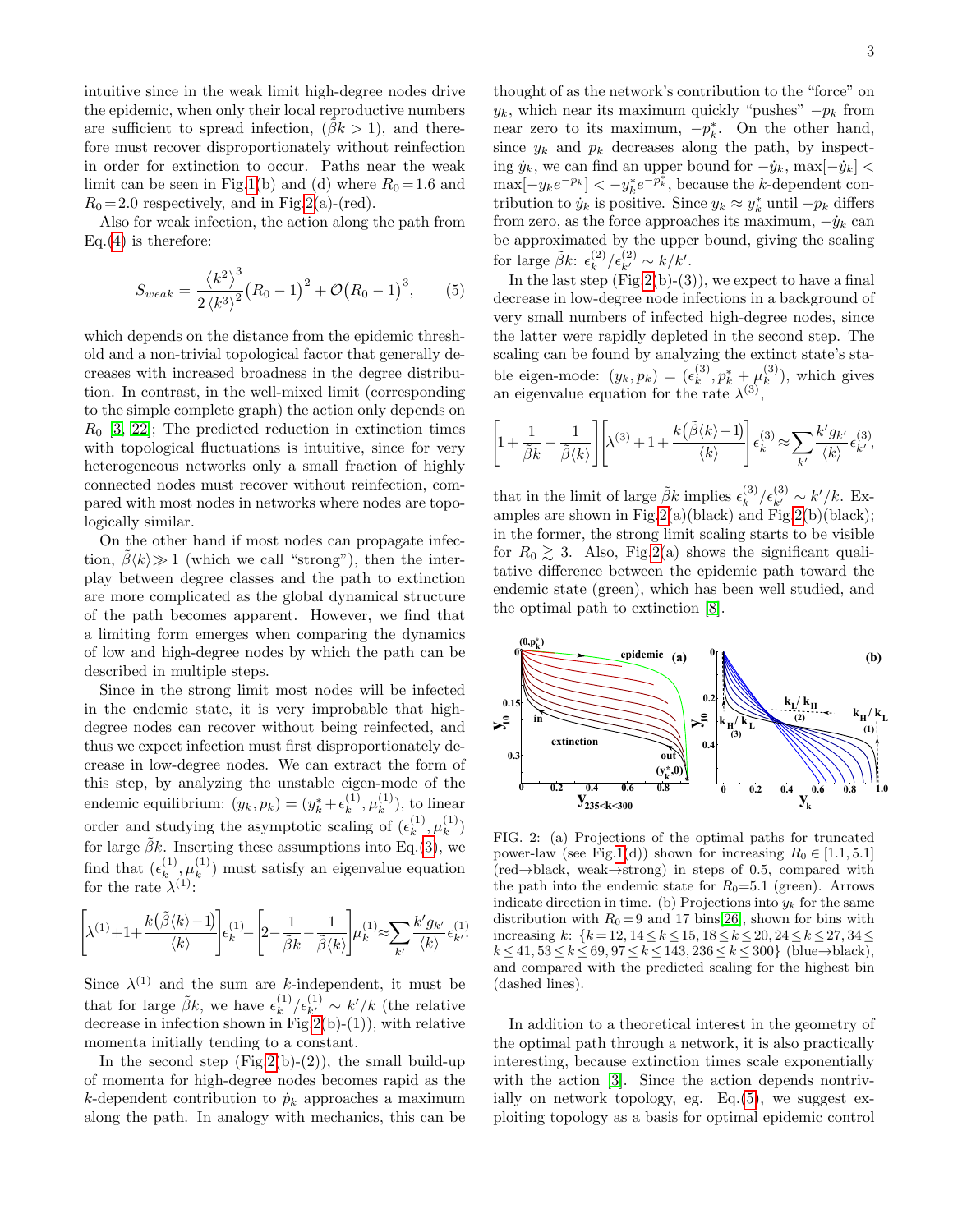intuitive since in the weak limit high-degree nodes drive the epidemic, when only their local reproductive numbers are sufficient to spread infection, ($\tilde{\beta}k > 1$), and therefore must recover disproportionately without reinfection in order for extinction to occur. Paths near the weak limit can be seen in Fig.1(b) and (d) where $R_0 = 1.6$ and $R_0 = 2.0$ respectively, and in Fig.2(a)-(red).

Also for weak infection, the action along the path from Eq.(4) is therefore:

$$S_{weak} = \frac{\langle k^2 \rangle^3}{2\,\langle k^3 \rangle^2}\big(R_0 - 1\big)^2 + \mathcal{O}\big(R_0 - 1\big)^3, \qquad (5)$$

which depends on the distance from the epidemic threshold and a non-trivial topological factor that generally decreases with increased broadness in the degree distribution. In contrast, in the well-mixed limit (corresponding to the simple complete graph) the action only depends on $R_0$ [3, 22]; The predicted reduction in extinction times with topological fluctuations is intuitive, since for very heterogeneous networks only a small fraction of highly connected nodes must recover without reinfection, compared with most nodes in networks where nodes are topologically similar.

On the other hand if most nodes can propagate infection, $\tilde{\beta}\langle k \rangle \gg 1$ (which we call "strong"), then the interplay between degree classes and the path to extinction are more complicated as the global dynamical structure of the path becomes apparent. However, we find that a limiting form emerges when comparing the dynamics of low and high-degree nodes by which the path can be described in multiple steps.

Since in the strong limit most nodes will be infected in the endemic state, it is very improbable that high-degree nodes can recover without being reinfected, and thus we expect infection must first disproportionately decrease in low-degree nodes. We can extract the form of this step, by analyzing the unstable eigen-mode of the endemic equilibrium: $(y_k, p_k) = (y_k^* + \epsilon_k^{(1)}, \mu_k^{(1)})$, to linear order and studying the asymptotic scaling of $(\epsilon_k^{(1)}, \mu_k^{(1)})$ for large $\tilde{\beta}k$. Inserting these assumptions into Eq.(3), we find that $(\epsilon_k^{(1)}, \mu_k^{(1)})$ must satisfy an eigenvalue equation for the rate $\lambda^{(1)}$:

$$\left[\lambda^{(1)} + 1 + \frac{k\big(\tilde{\beta}\langle k \rangle - 1\big)}{\langle k \rangle}\right]\epsilon_k^{(1)} - \left[2 - \frac{1}{\tilde{\beta}k} - \frac{1}{\tilde{\beta}\langle k \rangle}\right]\mu_k^{(1)} \approx \sum_{k'} \frac{k' g_{k'}}{\langle k \rangle}\epsilon_{k'}^{(1)}.$$

Since $\lambda^{(1)}$ and the sum are $k$-independent, it must be that for large $\tilde{\beta}k$, we have $\epsilon_k^{(1)}/\epsilon_{k'}^{(1)} \sim k'/k$ (the relative decrease in infection shown in Fig.2(b)-(1)), with relative momenta initially tending to a constant.

In the second step (Fig.2(b)-(2)), the small build-up of momenta for high-degree nodes becomes rapid as the $k$-dependent contribution to $\dot{p}_k$ approaches a maximum along the path. In analogy with mechanics, this can be thought of as the network's contribution to the "force" on $y_k$, which near its maximum quickly "pushes" $-p_k$ from near zero to its maximum, $-p_k^*$. On the other hand, since $y_k$ and $p_k$ decreases along the path, by inspecting $\dot{y}_k$, we can find an upper bound for $-\dot{y}_k$, $\max[-\dot{y}_k] < \max[-y_k e^{-p_k}] < -y_k^* e^{-p_k^*}$, because the $k$-dependent contribution to $\dot{y}_k$ is positive. Since $y_k \approx y_k^*$ until $-p_k$ differs from zero, as the force approaches its maximum, $-\dot{y}_k$ can be approximated by the upper bound, giving the scaling for large $\tilde{\beta}k$: $\epsilon_k^{(2)}/\epsilon_{k'}^{(2)} \sim k/k'$.

In the last step (Fig.2(b)-(3)), we expect to have a final decrease in low-degree node infections in a background of very small numbers of infected high-degree nodes, since the latter were rapidly depleted in the second step. The scaling can be found by analyzing the extinct state's stable eigen-mode: $(y_k, p_k) = (\epsilon_k^{(3)}, p_k^* + \mu_k^{(3)})$, which gives an eigenvalue equation for the rate $\lambda^{(3)}$,

$$\left[1 + \frac{1}{\tilde{\beta}k} - \frac{1}{\tilde{\beta}\langle k \rangle}\right]\left[\lambda^{(3)} + 1 + \frac{k\big(\tilde{\beta}\langle k \rangle - 1\big)}{\langle k \rangle}\right]\epsilon_k^{(3)} \approx \sum_{k'} \frac{k' g_{k'}}{\langle k \rangle}\epsilon_{k'}^{(3)},$$

that in the limit of large $\tilde{\beta}k$ implies $\epsilon_k^{(3)}/\epsilon_{k'}^{(3)} \sim k'/k$. Examples are shown in Fig.2(a)(black) and Fig.2(b)(black); in the former, the strong limit scaling starts to be visible for $R_0 \gtrsim 3$. Also, Fig.2(a) shows the significant qualitative difference between the epidemic path toward the endemic state (green), which has been well studied, and the optimal path to extinction [8].

FIG. 2: (a) Projections of the optimal paths for truncated power-law (see Fig.1(d)) shown for increasing $R_0 \in [1.1, 5.1]$ (red→black, weak→strong) in steps of 0.5, compared with the path into the endemic state for $R_0$=5.1 (green). Arrows indicate direction in time. (b) Projections into $y_k$ for the same distribution with $R_0 = 9$ and 17 bins[26], shown for bins with increasing $k$: $\{k = 12, 14 \le k \le 15, 18 \le k \le 20, 24 \le k \le 27, 34 \le k \le 41, 53 \le k \le 69, 97 \le k \le 143, 236 \le k \le 300\}$ (blue→black), and compared with the predicted scaling for the highest bin (dashed lines).

In addition to a theoretical interest in the geometry of the optimal path through a network, it is also practically interesting, because extinction times scale exponentially with the action [3]. Since the action depends nontrivially on network topology, eg. Eq.(5), we suggest exploiting topology as a basis for optimal epidemic control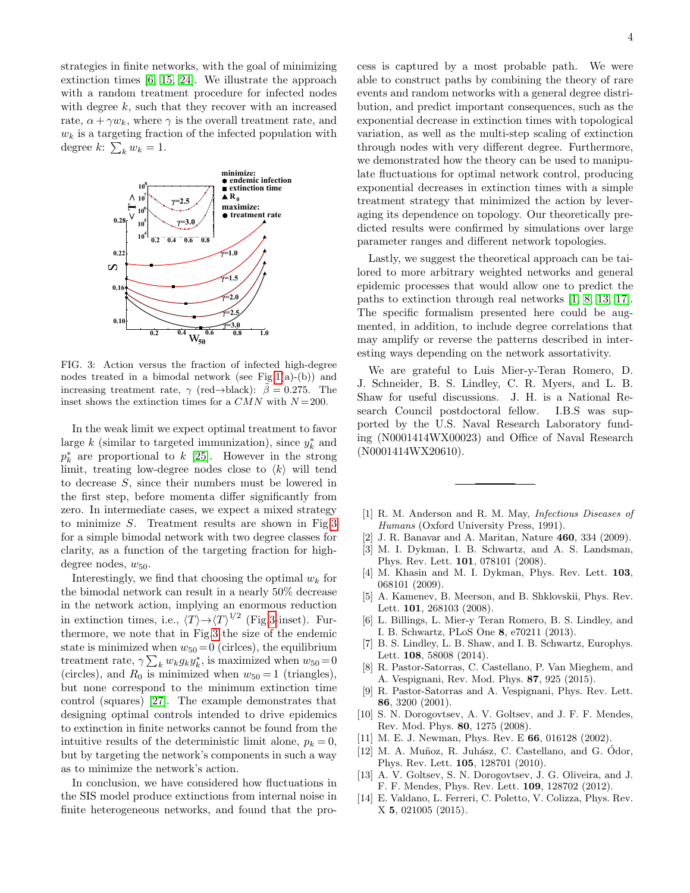strategies in finite networks, with the goal of minimizing extinction times [6, 15, 24]. We illustrate the approach with a random treatment procedure for infected nodes with degree $k$, such that they recover with an increased rate, $\alpha + \gamma w_k$, where $\gamma$ is the overall treatment rate, and $w_k$ is a targeting fraction of the infected population with degree $k$: $\sum_k w_k = 1$.

FIG. 3: Action versus the fraction of infected high-degree nodes treated in a bimodal network (see Fig 1(a)-(b)) and increasing treatment rate, $\gamma$ (red→black): $\bar{\beta} = 0.275$. The inset shows the extinction times for a $CMN$ with $N = 200$.

In the weak limit we expect optimal treatment to favor large $k$ (similar to targeted immunization), since $y_k^*$ and $p_k^*$ are proportional to $k$ [25]. However in the strong limit, treating low-degree nodes close to $\langle k \rangle$ will tend to decrease $S$, since their numbers must be lowered in the first step, before momenta differ significantly from zero. In intermediate cases, we expect a mixed strategy to minimize $S$. Treatment results are shown in Fig.3 for a simple bimodal network with two degree classes for clarity, as a function of the targeting fraction for high-degree nodes, $w_{50}$.

Interestingly, we find that choosing the optimal $w_k$ for the bimodal network can result in a nearly 50% decrease in the network action, implying an enormous reduction in extinction times, i.e., $\langle T \rangle \to \langle T \rangle^{1/2}$ (Fig 3-inset). Furthermore, we note that in Fig.3 the size of the endemic state is minimized when $w_{50} = 0$ (cirlces), the equilibrium treatment rate, $\gamma \sum_k w_k g_k y_k^*$, is maximized when $w_{50} = 0$ (circles), and $R_0$ is minimized when $w_{50} = 1$ (triangles), but none correspond to the minimum extinction time control (squares) [27]. The example demonstrates that designing optimal controls intended to drive epidemics to extinction in finite networks cannot be found from the intuitive results of the deterministic limit alone, $p_k = 0$, but by targeting the network's components in such a way as to minimize the network's action.

In conclusion, we have considered how fluctuations in the SIS model produce extinctions from internal noise in finite heterogeneous networks, and found that the process is captured by a most probable path. We were able to construct paths by combining the theory of rare events and random networks with a general degree distribution, and predict important consequences, such as the exponential decrease in extinction times with topological variation, as well as the multi-step scaling of extinction through nodes with very different degree. Furthermore, we demonstrated how the theory can be used to manipulate fluctuations for optimal network control, producing exponential decreases in extinction times with a simple treatment strategy that minimized the action by leveraging its dependence on topology. Our theoretically predicted results were confirmed by simulations over large parameter ranges and different network topologies.

Lastly, we suggest the theoretical approach can be tailored to more arbitrary weighted networks and general epidemic processes that would allow one to predict the paths to extinction through real networks [1, 8, 13, 17]. The specific formalism presented here could be augmented, in addition, to include degree correlations that may amplify or reverse the patterns described in interesting ways depending on the network assortativity.

We are grateful to Luis Mier-y-Teran Romero, D. J. Schneider, B. S. Lindley, C. R. Myers, and L. B. Shaw for useful discussions. J. H. is a National Research Council postdoctoral fellow. I.B.S was supported by the U.S. Naval Research Laboratory funding (N0001414WX00023) and Office of Naval Research (N0001414WX20610).

---

[1] R. M. Anderson and R. M. May, *Infectious Diseases of Humans* (Oxford University Press, 1991).
[2] J. R. Banavar and A. Maritan, Nature **460**, 334 (2009).
[3] M. I. Dykman, I. B. Schwartz, and A. S. Landsman, Phys. Rev. Lett. **101**, 078101 (2008).
[4] M. Khasin and M. I. Dykman, Phys. Rev. Lett. **103**, 068101 (2009).
[5] A. Kamenev, B. Meerson, and B. Shklovskii, Phys. Rev. Lett. **101**, 268103 (2008).
[6] L. Billings, L. Mier-y Teran Romero, B. S. Lindley, and I. B. Schwartz, PLoS One **8**, e70211 (2013).
[7] B. S. Lindley, L. B. Shaw, and I. B. Schwartz, Europhys. Lett. **108**, 58008 (2014).
[8] R. Pastor-Satorras, C. Castellano, P. Van Mieghem, and A. Vespignani, Rev. Mod. Phys. **87**, 925 (2015).
[9] R. Pastor-Satorras and A. Vespignani, Phys. Rev. Lett. **86**, 3200 (2001).
[10] S. N. Dorogovtsev, A. V. Goltsev, and J. F. F. Mendes, Rev. Mod. Phys. **80**, 1275 (2008).
[11] M. E. J. Newman, Phys. Rev. E **66**, 016128 (2002).
[12] M. A. Muñoz, R. Juhász, C. Castellano, and G. Ódor, Phys. Rev. Lett. **105**, 128701 (2010).
[13] A. V. Goltsev, S. N. Dorogovtsev, J. G. Oliveira, and J. F. F. Mendes, Phys. Rev. Lett. **109**, 128702 (2012).
[14] E. Valdano, L. Ferreri, C. Poletto, V. Colizza, Phys. Rev. X **5**, 021005 (2015).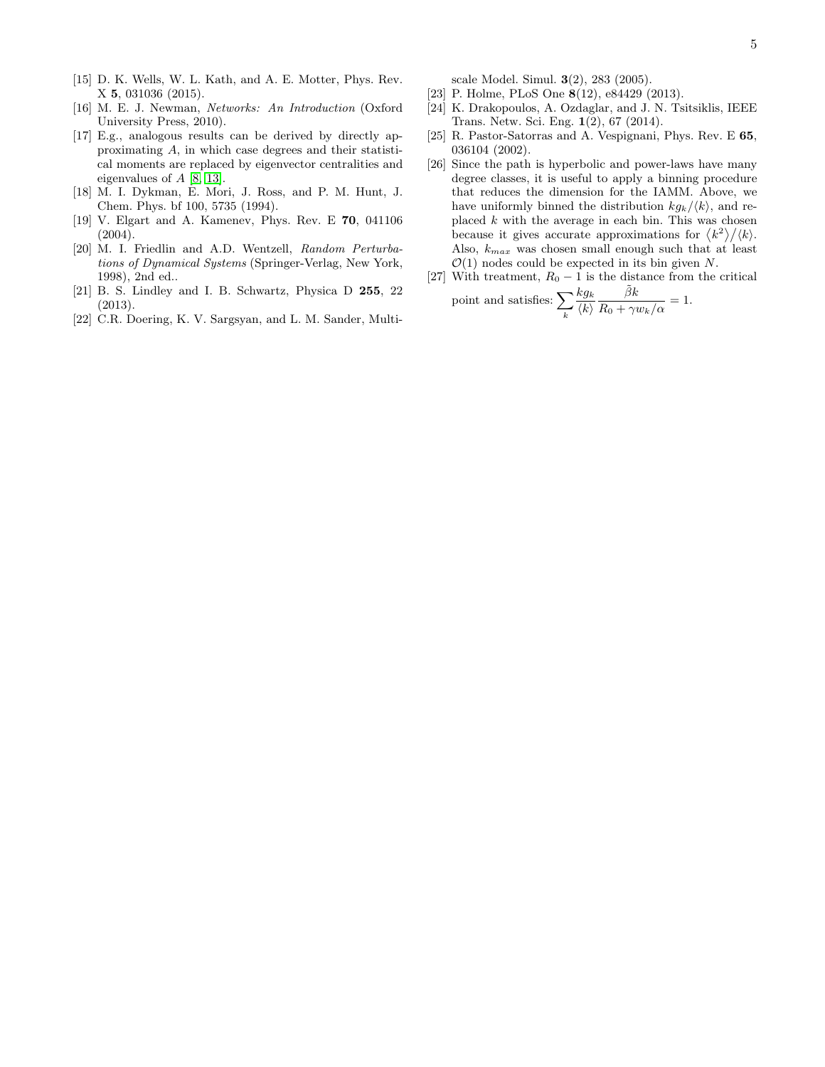[15] D. K. Wells, W. L. Kath, and A. E. Motter, Phys. Rev. X **5**, 031036 (2015).

[16] M. E. J. Newman, *Networks: An Introduction* (Oxford University Press, 2010).

[17] E.g., analogous results can be derived by directly approximating $A$, in which case degrees and their statistical moments are replaced by eigenvector centralities and eigenvalues of $A$ [8, 13].

[18] M. I. Dykman, E. Mori, J. Ross, and P. M. Hunt, J. Chem. Phys. bf 100, 5735 (1994).

[19] V. Elgart and A. Kamenev, Phys. Rev. E **70**, 041106 (2004).

[20] M. I. Friedlin and A.D. Wentzell, *Random Perturbations of Dynamical Systems* (Springer-Verlag, New York, 1998), 2nd ed..

[21] B. S. Lindley and I. B. Schwartz, Physica D **255**, 22 (2013).

[22] C.R. Doering, K. V. Sargsyan, and L. M. Sander, Multiscale Model. Simul. **3**(2), 283 (2005).

[23] P. Holme, PLoS One **8**(12), e84429 (2013).

[24] K. Drakopoulos, A. Ozdaglar, and J. N. Tsitsiklis, IEEE Trans. Netw. Sci. Eng. **1**(2), 67 (2014).

[25] R. Pastor-Satorras and A. Vespignani, Phys. Rev. E **65**, 036104 (2002).

[26] Since the path is hyperbolic and power-laws have many degree classes, it is useful to apply a binning procedure that reduces the dimension for the IAMM. Above, we have uniformly binned the distribution $kg_k/\langle k\rangle$, and replaced $k$ with the average in each bin. This was chosen because it gives accurate approximations for $\langle k^2\rangle/\langle k\rangle$. Also, $k_{max}$ was chosen small enough such that at least $\mathcal{O}(1)$ nodes could be expected in its bin given $N$.

[27] With treatment, $R_0 - 1$ is the distance from the critical point and satisfies: $\sum_k \frac{kg_k}{\langle k\rangle}\frac{\tilde{\beta}k}{R_0 + \gamma w_k/\alpha} = 1$.